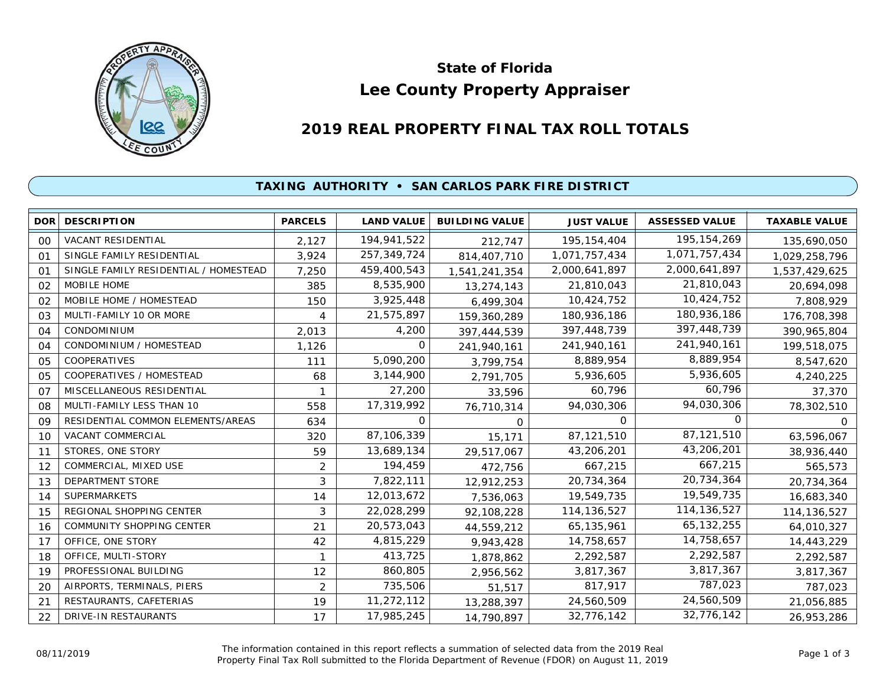# State of Florida
# Lee County Property Appraiser

## 2019 REAL PROPERTY FINAL TAX ROLL TOTALS

### TAXING AUTHORITY • SAN CARLOS PARK FIRE DISTRICT

| DOR | DESCRIPTION | PARCELS | LAND VALUE | BUILDING VALUE | JUST VALUE | ASSESSED VALUE | TAXABLE VALUE |
|---|---|---|---|---|---|---|---|
| 00 | VACANT RESIDENTIAL | 2,127 | 194,941,522 | 212,747 | 195,154,404 | 195,154,269 | 135,690,050 |
| 01 | SINGLE FAMILY RESIDENTIAL | 3,924 | 257,349,724 | 814,407,710 | 1,071,757,434 | 1,071,757,434 | 1,029,258,796 |
| 01 | SINGLE FAMILY RESIDENTIAL / HOMESTEAD | 7,250 | 459,400,543 | 1,541,241,354 | 2,000,641,897 | 2,000,641,897 | 1,537,429,625 |
| 02 | MOBILE HOME | 385 | 8,535,900 | 13,274,143 | 21,810,043 | 21,810,043 | 20,694,098 |
| 02 | MOBILE HOME / HOMESTEAD | 150 | 3,925,448 | 6,499,304 | 10,424,752 | 10,424,752 | 7,808,929 |
| 03 | MULTI-FAMILY 10 OR MORE | 4 | 21,575,897 | 159,360,289 | 180,936,186 | 180,936,186 | 176,708,398 |
| 04 | CONDOMINIUM | 2,013 | 4,200 | 397,444,539 | 397,448,739 | 397,448,739 | 390,965,804 |
| 04 | CONDOMINIUM / HOMESTEAD | 1,126 | 0 | 241,940,161 | 241,940,161 | 241,940,161 | 199,518,075 |
| 05 | COOPERATIVES | 111 | 5,090,200 | 3,799,754 | 8,889,954 | 8,889,954 | 8,547,620 |
| 05 | COOPERATIVES / HOMESTEAD | 68 | 3,144,900 | 2,791,705 | 5,936,605 | 5,936,605 | 4,240,225 |
| 07 | MISCELLANEOUS RESIDENTIAL | 1 | 27,200 | 33,596 | 60,796 | 60,796 | 37,370 |
| 08 | MULTI-FAMILY LESS THAN 10 | 558 | 17,319,992 | 76,710,314 | 94,030,306 | 94,030,306 | 78,302,510 |
| 09 | RESIDENTIAL COMMON ELEMENTS/AREAS | 634 | 0 | 0 | 0 | 0 | 0 |
| 10 | VACANT COMMERCIAL | 320 | 87,106,339 | 15,171 | 87,121,510 | 87,121,510 | 63,596,067 |
| 11 | STORES, ONE STORY | 59 | 13,689,134 | 29,517,067 | 43,206,201 | 43,206,201 | 38,936,440 |
| 12 | COMMERCIAL, MIXED USE | 2 | 194,459 | 472,756 | 667,215 | 667,215 | 565,573 |
| 13 | DEPARTMENT STORE | 3 | 7,822,111 | 12,912,253 | 20,734,364 | 20,734,364 | 20,734,364 |
| 14 | SUPERMARKETS | 14 | 12,013,672 | 7,536,063 | 19,549,735 | 19,549,735 | 16,683,340 |
| 15 | REGIONAL SHOPPING CENTER | 3 | 22,028,299 | 92,108,228 | 114,136,527 | 114,136,527 | 114,136,527 |
| 16 | COMMUNITY SHOPPING CENTER | 21 | 20,573,043 | 44,559,212 | 65,135,961 | 65,132,255 | 64,010,327 |
| 17 | OFFICE, ONE STORY | 42 | 4,815,229 | 9,943,428 | 14,758,657 | 14,758,657 | 14,443,229 |
| 18 | OFFICE, MULTI-STORY | 1 | 413,725 | 1,878,862 | 2,292,587 | 2,292,587 | 2,292,587 |
| 19 | PROFESSIONAL BUILDING | 12 | 860,805 | 2,956,562 | 3,817,367 | 3,817,367 | 3,817,367 |
| 20 | AIRPORTS, TERMINALS, PIERS | 2 | 735,506 | 51,517 | 817,917 | 787,023 | 787,023 |
| 21 | RESTAURANTS, CAFETERIAS | 19 | 11,272,112 | 13,288,397 | 24,560,509 | 24,560,509 | 21,056,885 |
| 22 | DRIVE-IN RESTAURANTS | 17 | 17,985,245 | 14,790,897 | 32,776,142 | 32,776,142 | 26,953,286 |

08/11/2019

The information contained in this report reflects a summation of selected data from the 2019 Real Property Final Tax Roll submitted to the Florida Department of Revenue (FDOR) on August 11, 2019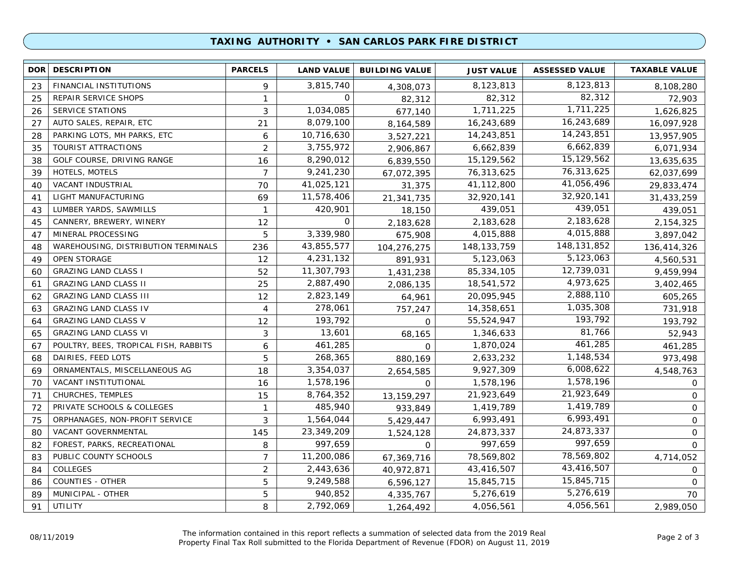## TAXING AUTHORITY • SAN CARLOS PARK FIRE DISTRICT

| DOR | DESCRIPTION | PARCELS | LAND VALUE | BUILDING VALUE | JUST VALUE | ASSESSED VALUE | TAXABLE VALUE |
|---|---|---|---|---|---|---|---|
| 23 | FINANCIAL INSTITUTIONS | 9 | 3,815,740 | 4,308,073 | 8,123,813 | 8,123,813 | 8,108,280 |
| 25 | REPAIR SERVICE SHOPS | 1 | 0 | 82,312 | 82,312 | 82,312 | 72,903 |
| 26 | SERVICE STATIONS | 3 | 1,034,085 | 677,140 | 1,711,225 | 1,711,225 | 1,626,825 |
| 27 | AUTO SALES, REPAIR, ETC | 21 | 8,079,100 | 8,164,589 | 16,243,689 | 16,243,689 | 16,097,928 |
| 28 | PARKING LOTS, MH PARKS, ETC | 6 | 10,716,630 | 3,527,221 | 14,243,851 | 14,243,851 | 13,957,905 |
| 35 | TOURIST ATTRACTIONS | 2 | 3,755,972 | 2,906,867 | 6,662,839 | 6,662,839 | 6,071,934 |
| 38 | GOLF COURSE, DRIVING RANGE | 16 | 8,290,012 | 6,839,550 | 15,129,562 | 15,129,562 | 13,635,635 |
| 39 | HOTELS, MOTELS | 7 | 9,241,230 | 67,072,395 | 76,313,625 | 76,313,625 | 62,037,699 |
| 40 | VACANT INDUSTRIAL | 70 | 41,025,121 | 31,375 | 41,112,800 | 41,056,496 | 29,833,474 |
| 41 | LIGHT MANUFACTURING | 69 | 11,578,406 | 21,341,735 | 32,920,141 | 32,920,141 | 31,433,259 |
| 43 | LUMBER YARDS, SAWMILLS | 1 | 420,901 | 18,150 | 439,051 | 439,051 | 439,051 |
| 45 | CANNERY, BREWERY, WINERY | 12 | 0 | 2,183,628 | 2,183,628 | 2,183,628 | 2,154,325 |
| 47 | MINERAL PROCESSING | 5 | 3,339,980 | 675,908 | 4,015,888 | 4,015,888 | 3,897,042 |
| 48 | WAREHOUSING, DISTRIBUTION TERMINALS | 236 | 43,855,577 | 104,276,275 | 148,133,759 | 148,131,852 | 136,414,326 |
| 49 | OPEN STORAGE | 12 | 4,231,132 | 891,931 | 5,123,063 | 5,123,063 | 4,560,531 |
| 60 | GRAZING LAND CLASS I | 52 | 11,307,793 | 1,431,238 | 85,334,105 | 12,739,031 | 9,459,994 |
| 61 | GRAZING LAND CLASS II | 25 | 2,887,490 | 2,086,135 | 18,541,572 | 4,973,625 | 3,402,465 |
| 62 | GRAZING LAND CLASS III | 12 | 2,823,149 | 64,961 | 20,095,945 | 2,888,110 | 605,265 |
| 63 | GRAZING LAND CLASS IV | 4 | 278,061 | 757,247 | 14,358,651 | 1,035,308 | 731,918 |
| 64 | GRAZING LAND CLASS V | 12 | 193,792 | 0 | 55,524,947 | 193,792 | 193,792 |
| 65 | GRAZING LAND CLASS VI | 3 | 13,601 | 68,165 | 1,346,633 | 81,766 | 52,943 |
| 67 | POULTRY, BEES, TROPICAL FISH, RABBITS | 6 | 461,285 | 0 | 1,870,024 | 461,285 | 461,285 |
| 68 | DAIRIES, FEED LOTS | 5 | 268,365 | 880,169 | 2,633,232 | 1,148,534 | 973,498 |
| 69 | ORNAMENTALS, MISCELLANEOUS AG | 18 | 3,354,037 | 2,654,585 | 9,927,309 | 6,008,622 | 4,548,763 |
| 70 | VACANT INSTITUTIONAL | 16 | 1,578,196 | 0 | 1,578,196 | 1,578,196 | 0 |
| 71 | CHURCHES, TEMPLES | 15 | 8,764,352 | 13,159,297 | 21,923,649 | 21,923,649 | 0 |
| 72 | PRIVATE SCHOOLS & COLLEGES | 1 | 485,940 | 933,849 | 1,419,789 | 1,419,789 | 0 |
| 75 | ORPHANAGES, NON-PROFIT SERVICE | 3 | 1,564,044 | 5,429,447 | 6,993,491 | 6,993,491 | 0 |
| 80 | VACANT GOVERNMENTAL | 145 | 23,349,209 | 1,524,128 | 24,873,337 | 24,873,337 | 0 |
| 82 | FOREST, PARKS, RECREATIONAL | 8 | 997,659 | 0 | 997,659 | 997,659 | 0 |
| 83 | PUBLIC COUNTY SCHOOLS | 7 | 11,200,086 | 67,369,716 | 78,569,802 | 78,569,802 | 4,714,052 |
| 84 | COLLEGES | 2 | 2,443,636 | 40,972,871 | 43,416,507 | 43,416,507 | 0 |
| 86 | COUNTIES - OTHER | 5 | 9,249,588 | 6,596,127 | 15,845,715 | 15,845,715 | 0 |
| 89 | MUNICIPAL - OTHER | 5 | 940,852 | 4,335,767 | 5,276,619 | 5,276,619 | 70 |
| 91 | UTILITY | 8 | 2,792,069 | 1,264,492 | 4,056,561 | 4,056,561 | 2,989,050 |

08/11/2019

The information contained in this report reflects a summation of selected data from the 2019 Real Property Final Tax Roll submitted to the Florida Department of Revenue (FDOR) on August 11, 2019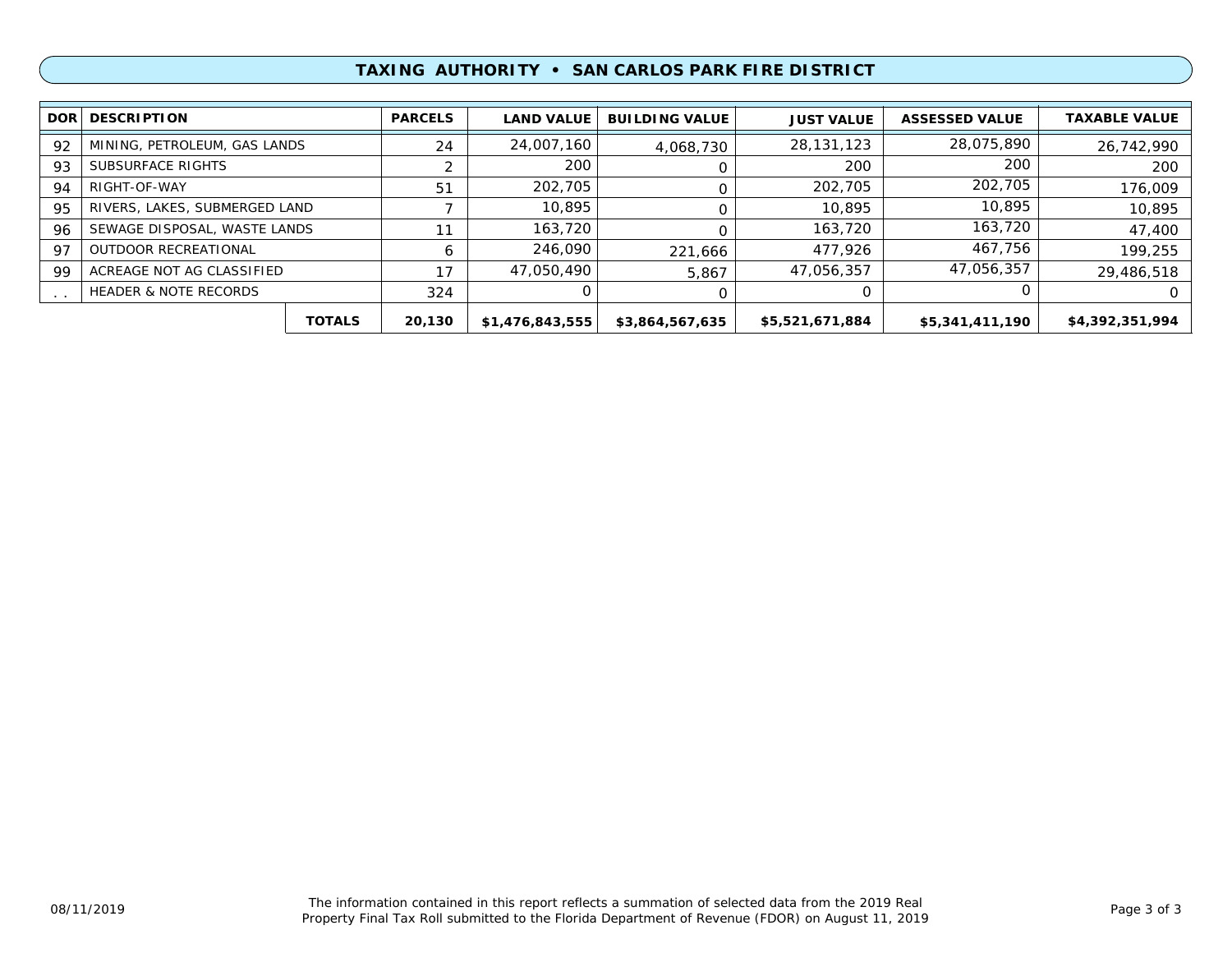## TAXING AUTHORITY • SAN CARLOS PARK FIRE DISTRICT

| DOR | DESCRIPTION | PARCELS | LAND VALUE | BUILDING VALUE | JUST VALUE | ASSESSED VALUE | TAXABLE VALUE |
|---|---|---|---|---|---|---|---|
| 92 | MINING, PETROLEUM, GAS LANDS | 24 | 24,007,160 | 4,068,730 | 28,131,123 | 28,075,890 | 26,742,990 |
| 93 | SUBSURFACE RIGHTS | 2 | 200 | 0 | 200 | 200 | 200 |
| 94 | RIGHT-OF-WAY | 51 | 202,705 | 0 | 202,705 | 202,705 | 176,009 |
| 95 | RIVERS, LAKES, SUBMERGED LAND | 7 | 10,895 | 0 | 10,895 | 10,895 | 10,895 |
| 96 | SEWAGE DISPOSAL, WASTE LANDS | 11 | 163,720 | 0 | 163,720 | 163,720 | 47,400 |
| 97 | OUTDOOR RECREATIONAL | 6 | 246,090 | 221,666 | 477,926 | 467,756 | 199,255 |
| 99 | ACREAGE NOT AG CLASSIFIED | 17 | 47,050,490 | 5,867 | 47,056,357 | 47,056,357 | 29,486,518 |
| . . | HEADER & NOTE RECORDS | 324 | 0 | 0 | 0 | 0 | 0 |
| | **TOTALS** | **20,130** | **$1,476,843,555** | **$3,864,567,635** | **$5,521,671,884** | **$5,341,411,190** | **$4,392,351,994** |

08/11/2019

The information contained in this report reflects a summation of selected data from the 2019 Real Property Final Tax Roll submitted to the Florida Department of Revenue (FDOR) on August 11, 2019